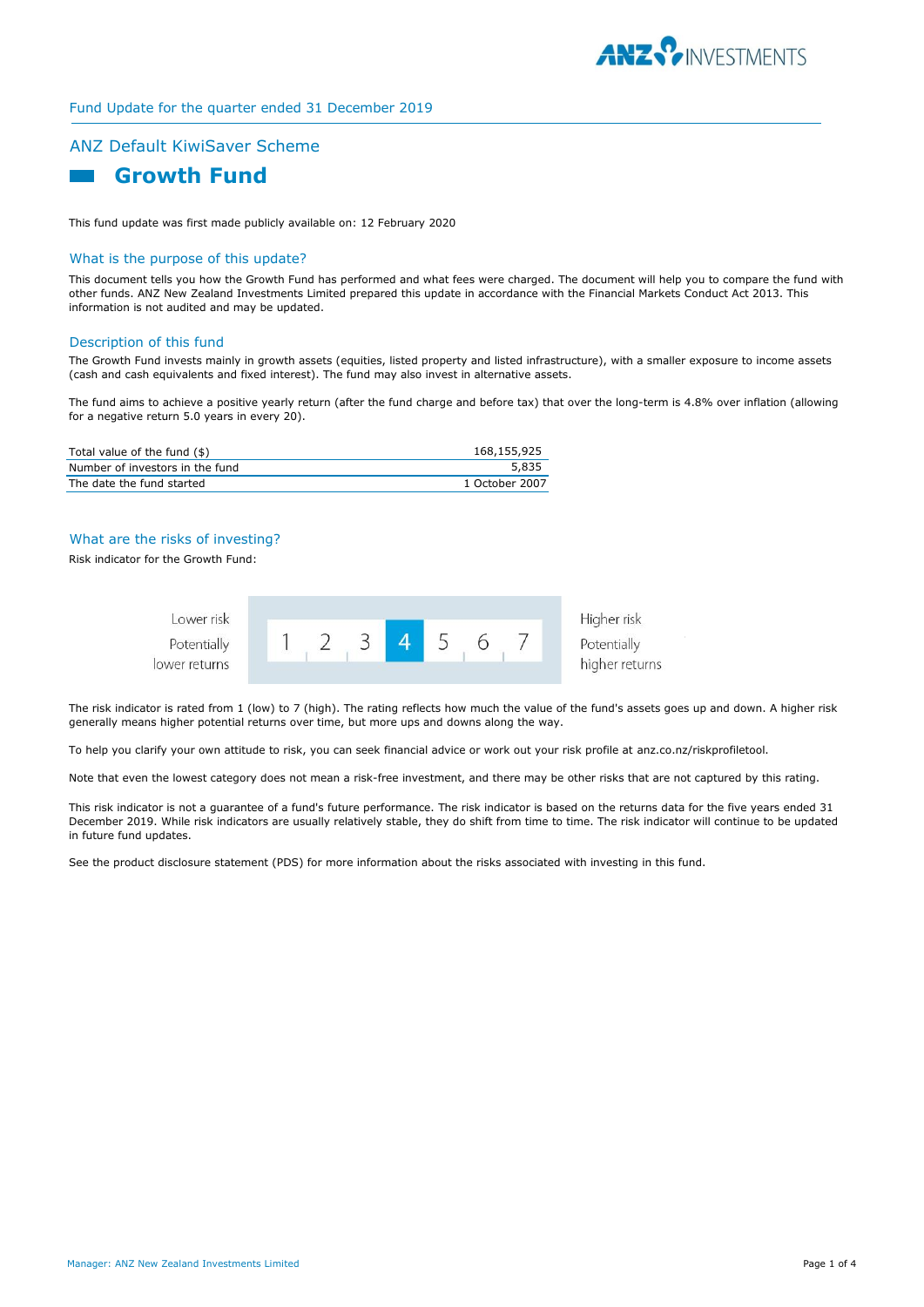Fund Update for the quarter ended 31 December 2019

# ANZ Default KiwiSaver Scheme

## Growth Fund

This fund update was first made publicly available on: 12 February 2020

### What is the purpose of this update?

This document tells you how the Growth Fund has performed and what fees were charged. The document will help you to compare the fund with other funds. ANZ New Zealand Investments Limited prepared this update in accordance with the Financial Markets Conduct Act 2013. This information is not audited and may be updated.

### Description of this fund

The Growth Fund invests mainly in growth assets (equities, listed property and listed infrastructure), with a smaller exposure to income assets (cash and cash equivalents and fixed interest). The fund may also invest in alternative assets.

The fund aims to achieve a positive yearly return (after the fund charge and before tax) that over the long-term is 4.8% over inflation (allowing for a negative return 5.0 years in every 20).

| | |
|---|---|
| Total value of the fund ($) | 168,155,925 |
| Number of investors in the fund | 5,835 |
| The date the fund started | 1 October 2007 |

### What are the risks of investing?

Risk indicator for the Growth Fund:

| Lower risk<br>Potentially lower returns | 1 | 2 | 3 | **4** | 5 | 6 | 7 | Higher risk<br>Potentially higher returns |
|---|---|---|---|---|---|---|---|---|

The risk indicator is rated from 1 (low) to 7 (high). The rating reflects how much the value of the fund's assets goes up and down. A higher risk generally means higher potential returns over time, but more ups and downs along the way.

To help you clarify your own attitude to risk, you can seek financial advice or work out your risk profile at anz.co.nz/riskprofiletool.

Note that even the lowest category does not mean a risk-free investment, and there may be other risks that are not captured by this rating.

This risk indicator is not a guarantee of a fund's future performance. The risk indicator is based on the returns data for the five years ended 31 December 2019. While risk indicators are usually relatively stable, they do shift from time to time. The risk indicator will continue to be updated in future fund updates.

See the product disclosure statement (PDS) for more information about the risks associated with investing in this fund.

Manager: ANZ New Zealand Investments Limited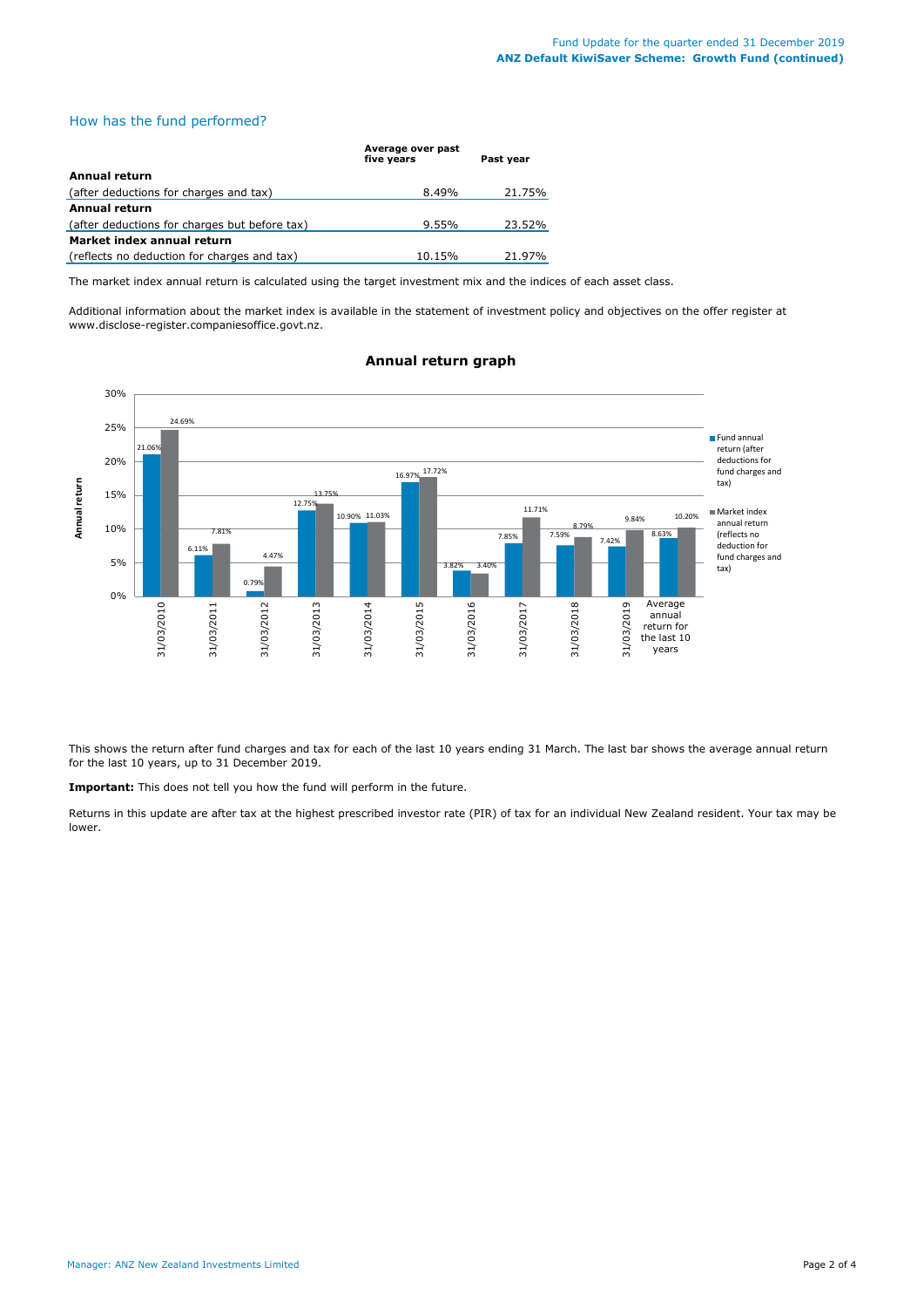## How has the fund performed?

| | Average over past five years | Past year |
|---|---|---|
| **Annual return** | | |
| (after deductions for charges and tax) | 8.49% | 21.75% |
| **Annual return** | | |
| (after deductions for charges but before tax) | 9.55% | 23.52% |
| **Market index annual return** | | |
| (reflects no deduction for charges and tax) | 10.15% | 21.97% |

The market index annual return is calculated using the target investment mix and the indices of each asset class.

Additional information about the market index is available in the statement of investment policy and objectives on the offer register at www.disclose-register.companiesoffice.govt.nz.

### Annual return graph

| | Fund annual return (after deductions for fund charges and tax) | Market index annual return (reflects no deduction for fund charges and tax) |
|---|---|---|
| 31/03/2010 | 21.06% | 24.69% |
| 31/03/2011 | 6.11% | 7.81% |
| 31/03/2012 | 0.79% | 4.47% |
| 31/03/2013 | 12.75% | 13.75% |
| 31/03/2014 | 10.90% | 11.03% |
| 31/03/2015 | 16.97% | 17.72% |
| 31/03/2016 | 3.82% | 3.40% |
| 31/03/2017 | 7.85% | 11.71% |
| 31/03/2018 | 7.59% | 8.79% |
| 31/03/2019 | 7.42% | 9.84% |
| Average annual return for the last 10 years | 8.63% | 10.20% |

This shows the return after fund charges and tax for each of the last 10 years ending 31 March. The last bar shows the average annual return for the last 10 years, up to 31 December 2019.

**Important:** This does not tell you how the fund will perform in the future.

Returns in this update are after tax at the highest prescribed investor rate (PIR) of tax for an individual New Zealand resident. Your tax may be lower.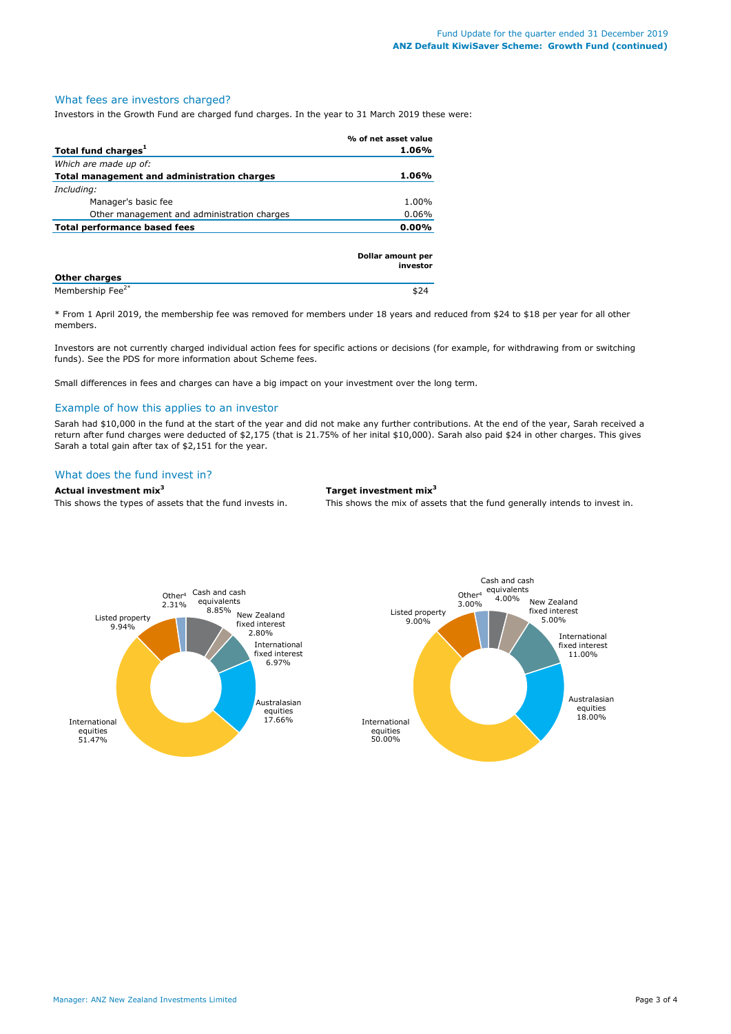## What fees are investors charged?

Investors in the Growth Fund are charged fund charges. In the year to 31 March 2019 these were:

| | % of net asset value |
|---|---|
| **Total fund charges[1]** | **1.06%** |
| *Which are made up of:* | |
| **Total management and administration charges** | **1.06%** |
| *Including:* | |
| Manager's basic fee | 1.00% |
| Other management and administration charges | 0.06% |
| **Total performance based fees** | **0.00%** |

| | Dollar amount per investor |
|---|---|
| **Other charges** | |
| Membership Fee[2*] | $24 |

\* From 1 April 2019, the membership fee was removed for members under 18 years and reduced from $24 to $18 per year for all other members.

Investors are not currently charged individual action fees for specific actions or decisions (for example, for withdrawing from or switching funds). See the PDS for more information about Scheme fees.

Small differences in fees and charges can have a big impact on your investment over the long term.

## Example of how this applies to an investor

Sarah had $10,000 in the fund at the start of the year and did not make any further contributions. At the end of the year, Sarah received a return after fund charges were deducted of $2,175 (that is 21.75% of her inital $10,000). Sarah also paid $24 in other charges. This gives Sarah a total gain after tax of $2,151 for the year.

## What does the fund invest in?

**Actual investment mix[3]**

This shows the types of assets that the fund invests in.

| Asset type | Actual |
|---|---|
| Cash and cash equivalents | 8.85% |
| New Zealand fixed interest | 2.80% |
| International fixed interest | 6.97% |
| Australasian equities | 17.66% |
| International equities | 51.47% |
| Listed property | 9.94% |
| Other[4] | 2.31% |

**Target investment mix[3]**

This shows the mix of assets that the fund generally intends to invest in.

| Asset type | Target |
|---|---|
| Cash and cash equivalents | 4.00% |
| New Zealand fixed interest | 5.00% |
| International fixed interest | 11.00% |
| Australasian equities | 18.00% |
| International equities | 50.00% |
| Listed property | 9.00% |
| Other[4] | 3.00% |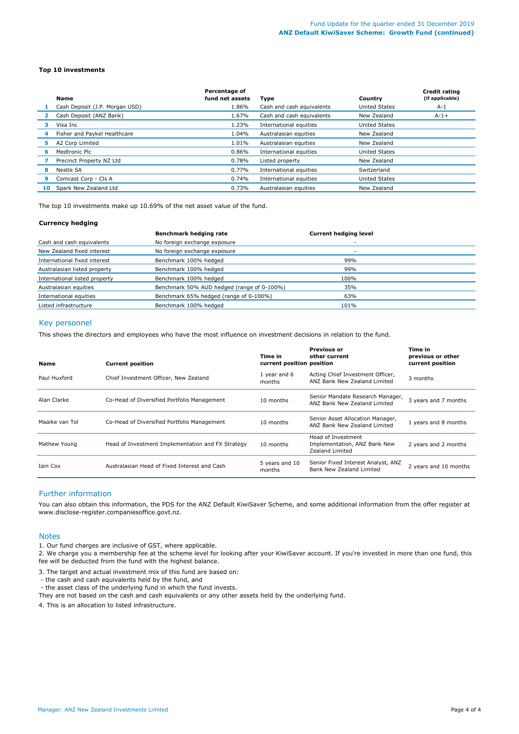### Top 10 investments

| | Name | Percentage of fund net assets | Type | Country | Credit rating (if applicable) |
|---|---|---|---|---|---|
| 1 | Cash Deposit (J.P. Morgan USD) | 1.86% | Cash and cash equivalents | United States | A-1 |
| 2 | Cash Deposit (ANZ Bank) | 1.67% | Cash and cash equivalents | New Zealand | A-1+ |
| 3 | Visa Inc | 1.23% | International equities | United States | |
| 4 | Fisher and Paykel Healthcare | 1.04% | Australasian equities | New Zealand | |
| 5 | A2 Corp Limited | 1.01% | Australasian equities | New Zealand | |
| 6 | Medtronic Plc | 0.86% | International equities | United States | |
| 7 | Precinct Property NZ Ltd | 0.78% | Listed property | New Zealand | |
| 8 | Nestle SA | 0.77% | International equities | Switzerland | |
| 9 | Comcast Corp - Cls A | 0.74% | International equities | United States | |
| 10 | Spark New Zealand Ltd | 0.73% | Australasian equities | New Zealand | |

The top 10 investments make up 10.69% of the net asset value of the fund.

### Currency hedging

| | Benchmark hedging rate | Current hedging level |
|---|---|---|
| Cash and cash equivalents | No foreign exchange exposure | - |
| New Zealand fixed interest | No foreign exchange exposure | - |
| International fixed interest | Benchmark 100% hedged | 99% |
| Australasian listed property | Benchmark 100% hedged | 99% |
| International listed property | Benchmark 100% hedged | 100% |
| Australasian equities | Benchmark 50% AUD hedged (range of 0-100%) | 35% |
| International equities | Benchmark 65% hedged (range of 0-100%) | 63% |
| Listed infrastructure | Benchmark 100% hedged | 101% |

## Key personnel

This shows the directors and employees who have the most influence on investment decisions in relation to the fund.

| Name | Current position | Time in current position | Previous or other current position | Time in previous or other current position |
|---|---|---|---|---|
| Paul Huxford | Chief Investment Officer, New Zealand | 1 year and 6 months | Acting Chief Investment Officer, ANZ Bank New Zealand Limited | 3 months |
| Alan Clarke | Co-Head of Diversified Portfolio Management | 10 months | Senior Mandate Research Manager, ANZ Bank New Zealand Limited | 3 years and 7 months |
| Maaike van Tol | Co-Head of Diversified Portfolio Management | 10 months | Senior Asset Allocation Manager, ANZ Bank New Zealand Limited | 1 years and 8 months |
| Mathew Young | Head of Investment Implementation and FX Strategy | 10 months | Head of Investment Implementation, ANZ Bank New Zealand Limited | 2 years and 2 months |
| Iain Cox | Australasian Head of Fixed Interest and Cash | 5 years and 10 months | Senior Fixed Interest Analyst, ANZ Bank New Zealand Limited | 2 years and 10 months |

## Further information

You can also obtain this information, the PDS for the ANZ Default KiwiSaver Scheme, and some additional information from the offer register at www.disclose-register.companiesoffice.govt.nz.

## Notes

1. Our fund charges are inclusive of GST, where applicable.
2. We charge you a membership fee at the scheme level for looking after your KiwiSaver account. If you're invested in more than one fund, this fee will be deducted from the fund with the highest balance.
3. The target and actual investment mix of this fund are based on:
 - the cash and cash equivalents held by the fund, and
 - the asset class of the underlying fund in which the fund invests.

They are not based on the cash and cash equivalents or any other assets held by the underlying fund.

4. This is an allocation to listed infrastructure.